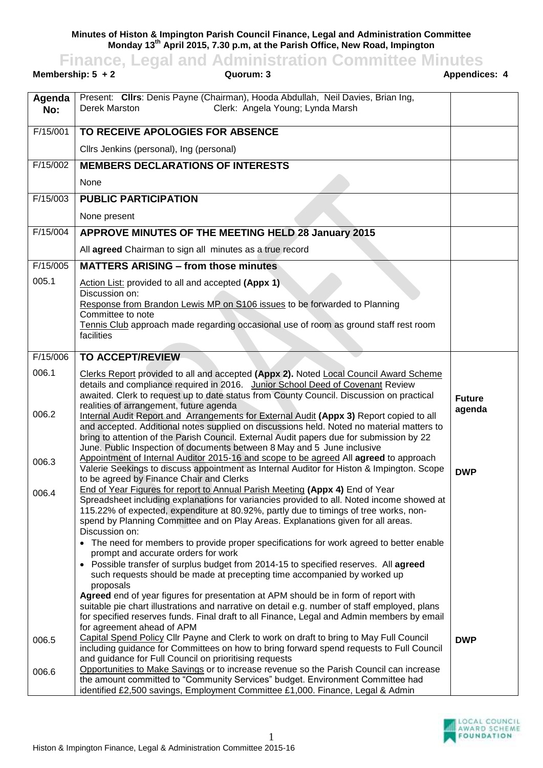**Minutes of Histon & Impington Parish Council Finance, Legal and Administration Committee Monday 13th April 2015, 7.30 p.m, at the Parish Office, New Road, Impington**

# Finance, Legal and Administration Committee Minutes

**Membership: 5 + 2** | **Quorum: 3** | **Appendices: 4**

| Agenda No: | Present: **Cllrs**: Denis Payne (Chairman), Hooda Abdullah, Neil Davies, Brian Ing, Derek Marston Clerk: Angela Young; Lynda Marsh | |
|---|---|---|
| F/15/001 | **TO RECEIVE APOLOGIES FOR ABSENCE** | |
| | Cllrs Jenkins (personal), Ing (personal) | |
| F/15/002 | **MEMBERS DECLARATIONS OF INTERESTS** | |
| | None | |
| F/15/003 | **PUBLIC PARTICIPATION** | |
| | None present | |
| F/15/004 | **APPROVE MINUTES OF THE MEETING HELD 28 January 2015** | |
| | All **agreed** Chairman to sign all minutes as a true record | |
| F/15/005 | **MATTERS ARISING – from those minutes** | |
| 005.1 | Action List: provided to all and accepted **(Appx 1)**<br>Discussion on:<br>Response from Brandon Lewis MP on S106 issues to be forwarded to Planning Committee to note<br>Tennis Club approach made regarding occasional use of room as ground staff rest room facilities | |
| F/15/006 | **TO ACCEPT/REVIEW** | |
| 006.1 | Clerks Report provided to all and accepted **(Appx 2).** Noted Local Council Award Scheme details and compliance required in 2016. Junior School Deed of Covenant Review awaited. Clerk to request up to date status from County Council. Discussion on practical realities of arrangement, future agenda | **Future agenda** |
| 006.2 | Internal Audit Report and Arrangements for External Audit **(Appx 3)** Report copied to all and accepted. Additional notes supplied on discussions held. Noted no material matters to bring to attention of the Parish Council. External Audit papers due for submission by 22 June. Public Inspection of documents between 8 May and 5 June inclusive | |
| 006.3 | Appointment of Internal Auditor 2015-16 and scope to be agreed All **agreed** to approach Valerie Seekings to discuss appointment as Internal Auditor for Histon & Impington. Scope to be agreed by Finance Chair and Clerks | **DWP** |
| 006.4 | End of Year Figures for report to Annual Parish Meeting **(Appx 4)** End of Year Spreadsheet including explanations for variancies provided to all. Noted income showed at 115.22% of expected, expenditure at 80.92%, partly due to timings of tree works, non-spend by Planning Committee and on Play Areas. Explanations given for all areas.<br>Discussion on:<br>• The need for members to provide proper specifications for work agreed to better enable prompt and accurate orders for work<br>• Possible transfer of surplus budget from 2014-15 to specified reserves. All **agreed** such requests should be made at precepting time accompanied by worked up proposals<br>**Agreed** end of year figures for presentation at APM should be in form of report with suitable pie chart illustrations and narrative on detail e.g. number of staff employed, plans for specified reserves funds. Final draft to all Finance, Legal and Admin members by email for agreement ahead of APM | |
| 006.5 | Capital Spend Policy Cllr Payne and Clerk to work on draft to bring to May Full Council including guidance for Committees on how to bring forward spend requests to Full Council and guidance for Full Council on prioritising requests | **DWP** |
| 006.6 | Opportunities to Make Savings or to increase revenue so the Parish Council can increase the amount committed to "Community Services" budget. Environment Committee had identified £2,500 savings, Employment Committee £1,000. Finance, Legal & Admin | |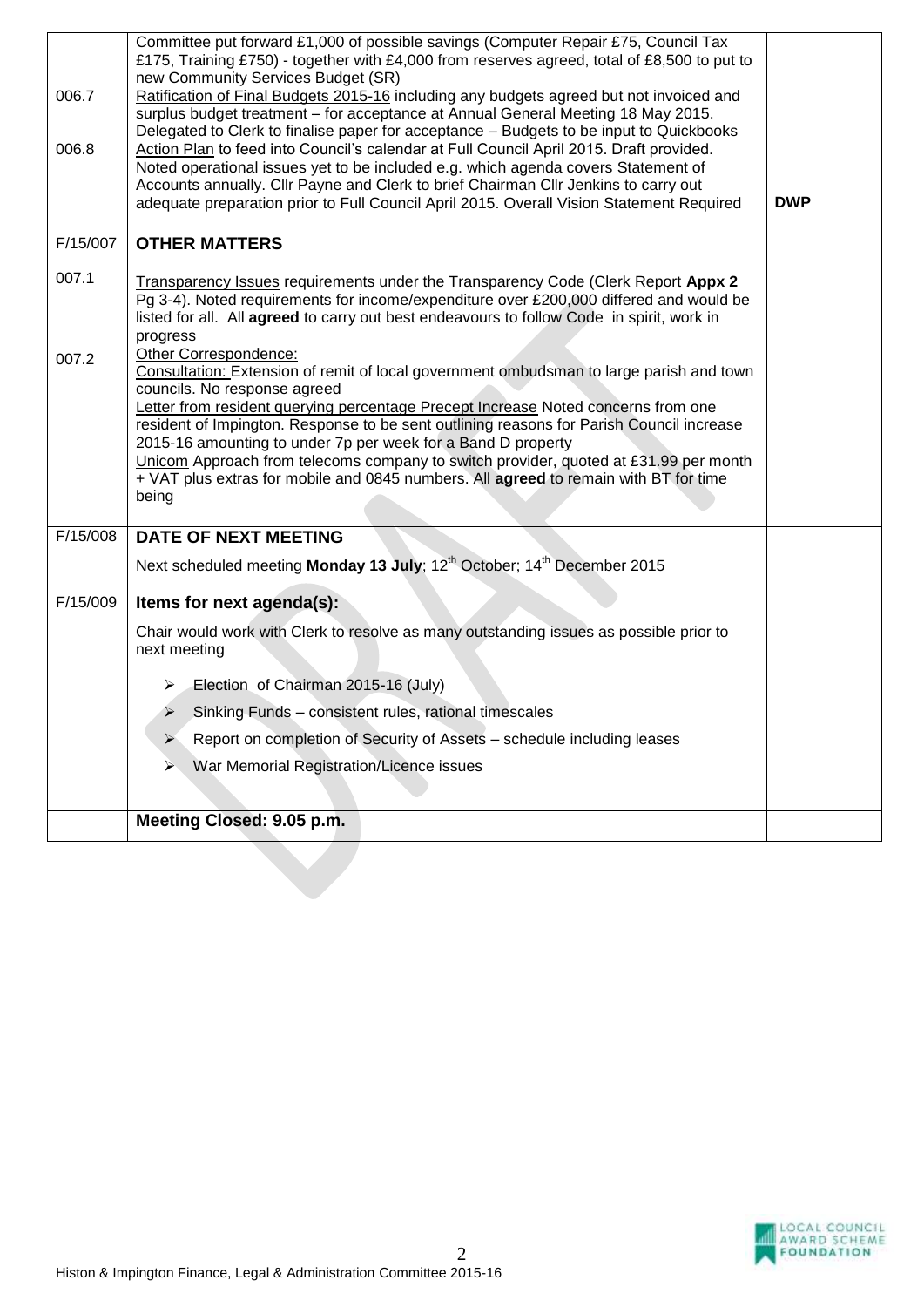| | | |
|---|---|---|
| 006.7 | Committee put forward £1,000 of possible savings (Computer Repair £75, Council Tax £175, Training £750) - together with £4,000 from reserves agreed, total of £8,500 to put to new Community Services Budget (SR)<br>Ratification of Final Budgets 2015-16 including any budgets agreed but not invoiced and surplus budget treatment – for acceptance at Annual General Meeting 18 May 2015. Delegated to Clerk to finalise paper for acceptance – Budgets to be input to Quickbooks | |
| 006.8 | Action Plan to feed into Council's calendar at Full Council April 2015. Draft provided. Noted operational issues yet to be included e.g. which agenda covers Statement of Accounts annually. Cllr Payne and Clerk to brief Chairman Cllr Jenkins to carry out adequate preparation prior to Full Council April 2015. Overall Vision Statement Required | **DWP** |
| F/15/007 | **OTHER MATTERS** | |
| 007.1 | Transparency Issues requirements under the Transparency Code (Clerk Report **Appx 2** Pg 3-4). Noted requirements for income/expenditure over £200,000 differed and would be listed for all. All **agreed** to carry out best endeavours to follow Code in spirit, work in progress | |
| 007.2 | Other Correspondence:<br>Consultation: Extension of remit of local government ombudsman to large parish and town councils. No response agreed<br>Letter from resident querying percentage Precept Increase Noted concerns from one resident of Impington. Response to be sent outlining reasons for Parish Council increase 2015-16 amounting to under 7p per week for a Band D property<br>Unicom Approach from telecoms company to switch provider, quoted at £31.99 per month + VAT plus extras for mobile and 0845 numbers. All **agreed** to remain with BT for time being | |
| F/15/008 | **DATE OF NEXT MEETING**<br>Next scheduled meeting **Monday 13 July**; 12th October; 14th December 2015 | |
| F/15/009 | **Items for next agenda(s):**<br>Chair would work with Clerk to resolve as many outstanding issues as possible prior to next meeting<br>➢ Election of Chairman 2015-16 (July)<br>➢ Sinking Funds – consistent rules, rational timescales<br>➢ Report on completion of Security of Assets – schedule including leases<br>➢ War Memorial Registration/Licence issues | |
| | **Meeting Closed: 9.05 p.m.** | |